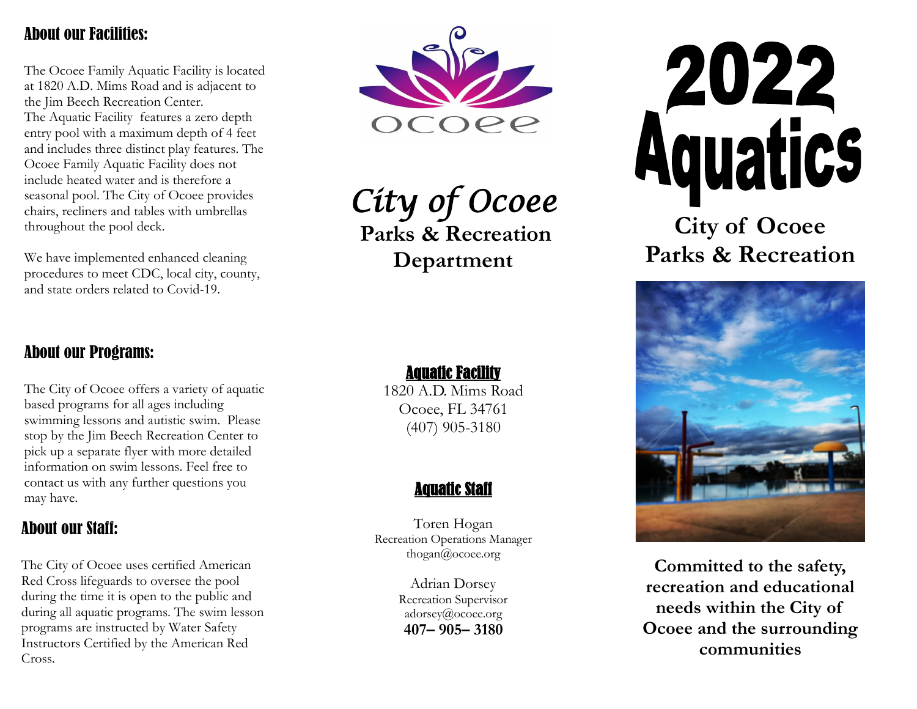## About our Facilities:

The Ocoee Family Aquatic Facility is located at 1820 A.D. Mims Road and is adjacent to the Jim Beech Recreation Center. The Aquatic Facility features a zero depth entry pool with a maximum depth of 4 feet and includes three distinct play features. The Ocoee Family Aquatic Facility does not include heated water and is therefore a seasonal pool. The City of Ocoee provides chairs, recliners and tables with umbrellas throughout the pool deck.

We have implemented enhanced cleaning procedures to meet CDC, local city, county, and state orders related to Covid-19.

## About our Programs:

The City of Ocoee offers a variety of aquatic based programs for all ages including swimming lessons and autistic swim. Please stop by the Jim Beech Recreation Center to pick up a separate flyer with more detailed information on swim lessons. Feel free to contact us with any further questions you may have.

## About our Staff:

The City of Ocoee uses certified American Red Cross lifeguards to oversee the pool during the time it is open to the public and during all aquatic programs. The swim lesson programs are instructed by Water Safety Instructors Certified by the American Red Cross.

ocoee

*City of Ocoee*

**Parks & Recreation Department**

### Aquatic Facility

1820 A.D. Mims Road
Ocoee, FL 34761
(407) 905-3180

### Aquatic Staff

Toren Hogan
Recreation Operations Manager
thogan@ocoee.org

Adrian Dorsey
Recreation Supervisor
adorsey@ocoee.org
**407– 905– 3180**

# 2022 Aquatics

**City of Ocoee Parks & Recreation**

**Committed to the safety, recreation and educational needs within the City of Ocoee and the surrounding communities**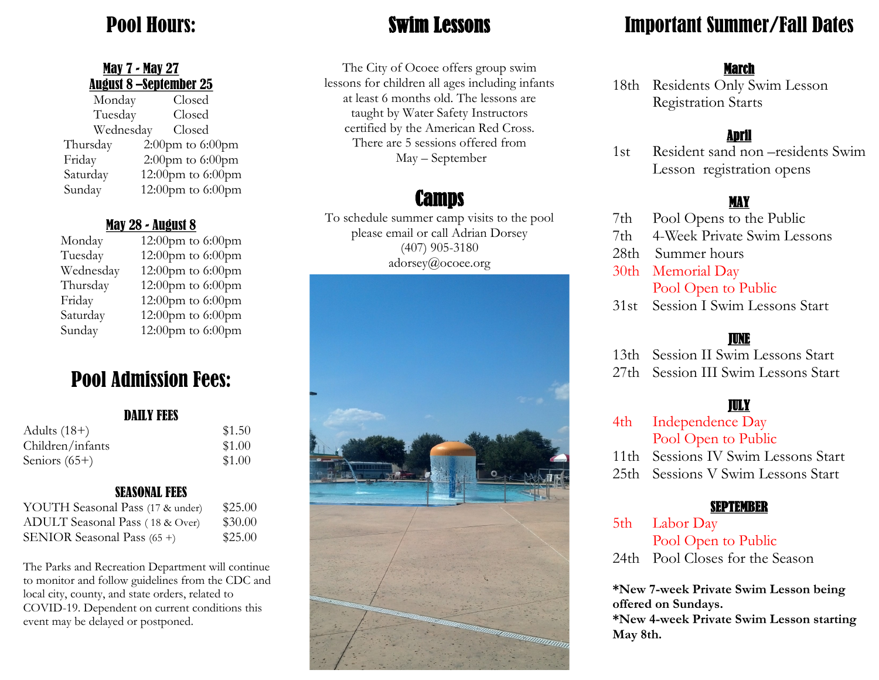# Pool Hours:

**May 7 - May 27**
**August 8 –September 25**

| | |
|---|---|
| Monday | Closed |
| Tuesday | Closed |
| Wednesday | Closed |
| Thursday | 2:00pm to 6:00pm |
| Friday | 2:00pm to 6:00pm |
| Saturday | 12:00pm to 6:00pm |
| Sunday | 12:00pm to 6:00pm |

**May 28 - August 8**

| | |
|---|---|
| Monday | 12:00pm to 6:00pm |
| Tuesday | 12:00pm to 6:00pm |
| Wednesday | 12:00pm to 6:00pm |
| Thursday | 12:00pm to 6:00pm |
| Friday | 12:00pm to 6:00pm |
| Saturday | 12:00pm to 6:00pm |
| Sunday | 12:00pm to 6:00pm |

# Pool Admission Fees:

**DAILY FEES**

| | |
|---|---|
| Adults (18+) | $1.50 |
| Children/infants | $1.00 |
| Seniors (65+) | $1.00 |

**SEASONAL FEES**

| | |
|---|---|
| YOUTH Seasonal Pass (17 & under) | $25.00 |
| ADULT Seasonal Pass ( 18 & Over) | $30.00 |
| SENIOR Seasonal Pass (65 +) | $25.00 |

The Parks and Recreation Department will continue to monitor and follow guidelines from the CDC and local city, county, and state orders, related to COVID-19. Dependent on current conditions this event may be delayed or postponed.

# Swim Lessons

The City of Ocoee offers group swim lessons for children all ages including infants at least 6 months old. The lessons are taught by Water Safety Instructors certified by the American Red Cross. There are 5 sessions offered from May – September

# Camps

To schedule summer camp visits to the pool please email or call Adrian Dorsey
(407) 905-3180
adorsey@ocoee.org

# Important Summer/Fall Dates

**March**

18th Residents Only Swim Lesson Registration Starts

**April**

1st Resident sand non –residents Swim Lesson registration opens

**MAY**

7th Pool Opens to the Public
7th 4-Week Private Swim Lessons
28th Summer hours
30th Memorial Day
Pool Open to Public
31st Session I Swim Lessons Start

**JUNE**

13th Session II Swim Lessons Start
27th Session III Swim Lessons Start

**JULY**

4th Independence Day
Pool Open to Public
11th Sessions IV Swim Lessons Start
25th Sessions V Swim Lessons Start

**SEPTEMBER**

5th Labor Day
Pool Open to Public
24th Pool Closes for the Season

**\*New 7-week Private Swim Lesson being offered on Sundays.**
**\*New 4-week Private Swim Lesson starting May 8th.**